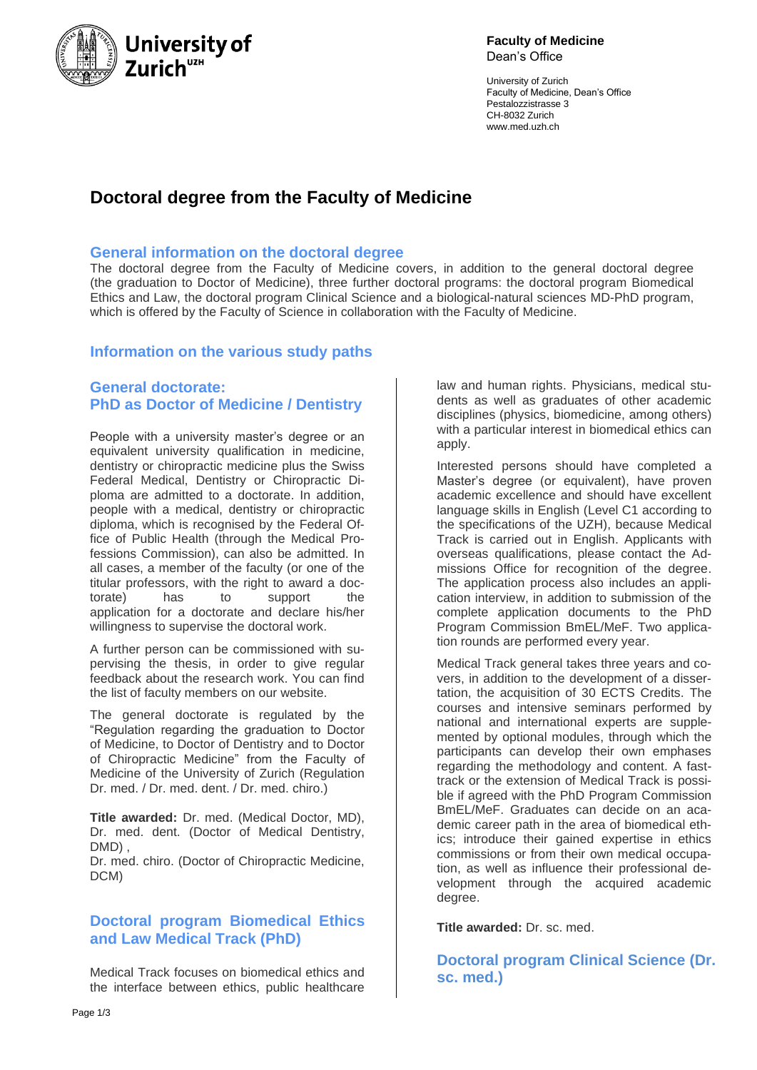**Faculty of Medicine**
Dean's Office

University of Zurich
Faculty of Medicine, Dean's Office
Pestalozzistrasse 3
CH-8032 Zurich
www.med.uzh.ch

# Doctoral degree from the Faculty of Medicine

## General information on the doctoral degree

The doctoral degree from the Faculty of Medicine covers, in addition to the general doctoral degree (the graduation to Doctor of Medicine), three further doctoral programs: the doctoral program Biomedical Ethics and Law, the doctoral program Clinical Science and a biological-natural sciences MD-PhD program, which is offered by the Faculty of Science in collaboration with the Faculty of Medicine.

## Information on the various study paths

### General doctorate: PhD as Doctor of Medicine / Dentistry

People with a university master's degree or an equivalent university qualification in medicine, dentistry or chiropractic medicine plus the Swiss Federal Medical, Dentistry or Chiropractic Diploma are admitted to a doctorate. In addition, people with a medical, dentistry or chiropractic diploma, which is recognised by the Federal Office of Public Health (through the Medical Professions Commission), can also be admitted. In all cases, a member of the faculty (or one of the titular professors, with the right to award a doctorate) has to support the application for a doctorate and declare his/her willingness to supervise the doctoral work.

A further person can be commissioned with supervising the thesis, in order to give regular feedback about the research work. You can find the list of faculty members on our website.

The general doctorate is regulated by the "Regulation regarding the graduation to Doctor of Medicine, to Doctor of Dentistry and to Doctor of Chiropractic Medicine" from the Faculty of Medicine of the University of Zurich (Regulation Dr. med. / Dr. med. dent. / Dr. med. chiro.)

**Title awarded:** Dr. med. (Medical Doctor, MD), Dr. med. dent. (Doctor of Medical Dentistry, DMD) ,
Dr. med. chiro. (Doctor of Chiropractic Medicine, DCM)

### Doctoral program Biomedical Ethics and Law Medical Track (PhD)

Medical Track focuses on biomedical ethics and the interface between ethics, public healthcare law and human rights. Physicians, medical students as well as graduates of other academic disciplines (physics, biomedicine, among others) with a particular interest in biomedical ethics can apply.

Interested persons should have completed a Master's degree (or equivalent), have proven academic excellence and should have excellent language skills in English (Level C1 according to the specifications of the UZH), because Medical Track is carried out in English. Applicants with overseas qualifications, please contact the Admissions Office for recognition of the degree. The application process also includes an application interview, in addition to submission of the complete application documents to the PhD Program Commission BmEL/MeF. Two application rounds are performed every year.

Medical Track general takes three years and covers, in addition to the development of a dissertation, the acquisition of 30 ECTS Credits. The courses and intensive seminars performed by national and international experts are supplemented by optional modules, through which the participants can develop their own emphases regarding the methodology and content. A fast-track or the extension of Medical Track is possible if agreed with the PhD Program Commission BmEL/MeF. Graduates can decide on an academic career path in the area of biomedical ethics; introduce their gained expertise in ethics commissions or from their own medical occupation, as well as influence their professional development through the acquired academic degree.

**Title awarded:** Dr. sc. med.

### Doctoral program Clinical Science (Dr. sc. med.)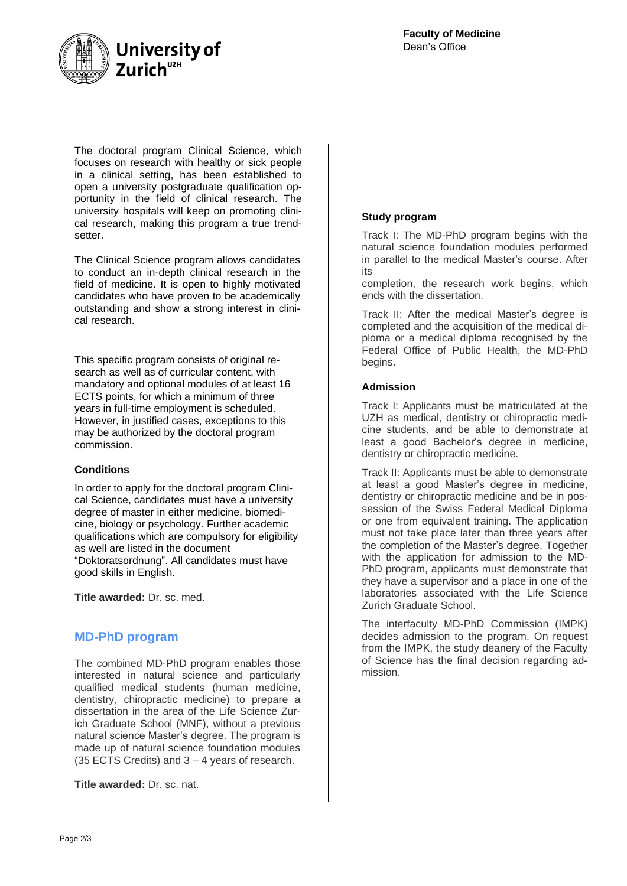The doctoral program Clinical Science, which focuses on research with healthy or sick people in a clinical setting, has been established to open a university postgraduate qualification opportunity in the field of clinical research. The university hospitals will keep on promoting clinical research, making this program a true trendsetter.

The Clinical Science program allows candidates to conduct an in-depth clinical research in the field of medicine. It is open to highly motivated candidates who have proven to be academically outstanding and show a strong interest in clinical research.

This specific program consists of original research as well as of curricular content, with mandatory and optional modules of at least 16 ECTS points, for which a minimum of three years in full-time employment is scheduled. However, in justified cases, exceptions to this may be authorized by the doctoral program commission.

### Conditions

In order to apply for the doctoral program Clinical Science, candidates must have a university degree of master in either medicine, biomedicine, biology or psychology. Further academic qualifications which are compulsory for eligibility as well are listed in the document "Doktoratsordnung". All candidates must have good skills in English.

**Title awarded:** Dr. sc. med.

## MD-PhD program

The combined MD-PhD program enables those interested in natural science and particularly qualified medical students (human medicine, dentistry, chiropractic medicine) to prepare a dissertation in the area of the Life Science Zurich Graduate School (MNF), without a previous natural science Master's degree. The program is made up of natural science foundation modules (35 ECTS Credits) and 3 – 4 years of research.

**Title awarded:** Dr. sc. nat.

### Study program

Track I: The MD-PhD program begins with the natural science foundation modules performed in parallel to the medical Master's course. After its completion, the research work begins, which ends with the dissertation.

Track II: After the medical Master's degree is completed and the acquisition of the medical diploma or a medical diploma recognised by the Federal Office of Public Health, the MD-PhD begins.

### Admission

Track I: Applicants must be matriculated at the UZH as medical, dentistry or chiropractic medicine students, and be able to demonstrate at least a good Bachelor's degree in medicine, dentistry or chiropractic medicine.

Track II: Applicants must be able to demonstrate at least a good Master's degree in medicine, dentistry or chiropractic medicine and be in possession of the Swiss Federal Medical Diploma or one from equivalent training. The application must not take place later than three years after the completion of the Master's degree. Together with the application for admission to the MD-PhD program, applicants must demonstrate that they have a supervisor and a place in one of the laboratories associated with the Life Science Zurich Graduate School.

The interfaculty MD-PhD Commission (IMPK) decides admission to the program. On request from the IMPK, the study deanery of the Faculty of Science has the final decision regarding admission.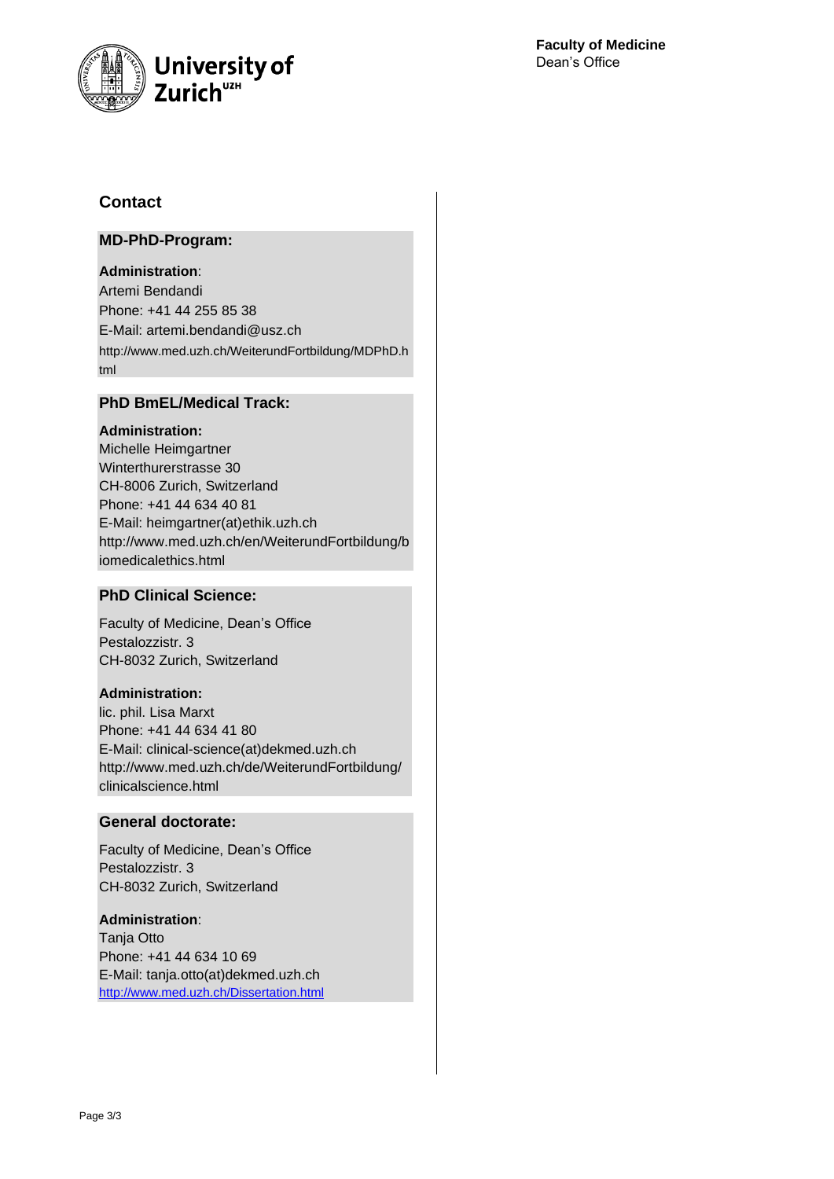## Contact

### MD-PhD-Program:

**Administration**:
Artemi Bendandi
Phone: +41 44 255 85 38
E-Mail: artemi.bendandi@usz.ch
http://www.med.uzh.ch/WeiterundFortbildung/MDPhD.html

### PhD BmEL/Medical Track:

**Administration:**
Michelle Heimgartner
Winterthurerstrasse 30
CH-8006 Zurich, Switzerland
Phone: +41 44 634 40 81
E-Mail: heimgartner(at)ethik.uzh.ch
http://www.med.uzh.ch/en/WeiterundFortbildung/biomedicalethics.html

### PhD Clinical Science:

Faculty of Medicine, Dean's Office
Pestalozzistr. 3
CH-8032 Zurich, Switzerland

**Administration:**
lic. phil. Lisa Marxt
Phone: +41 44 634 41 80
E-Mail: clinical-science(at)dekmed.uzh.ch
http://www.med.uzh.ch/de/WeiterundFortbildung/clinicalscience.html

### General doctorate:

Faculty of Medicine, Dean's Office
Pestalozzistr. 3
CH-8032 Zurich, Switzerland

**Administration**:
Tanja Otto
Phone: +41 44 634 10 69
E-Mail: tanja.otto(at)dekmed.uzh.ch
http://www.med.uzh.ch/Dissertation.html